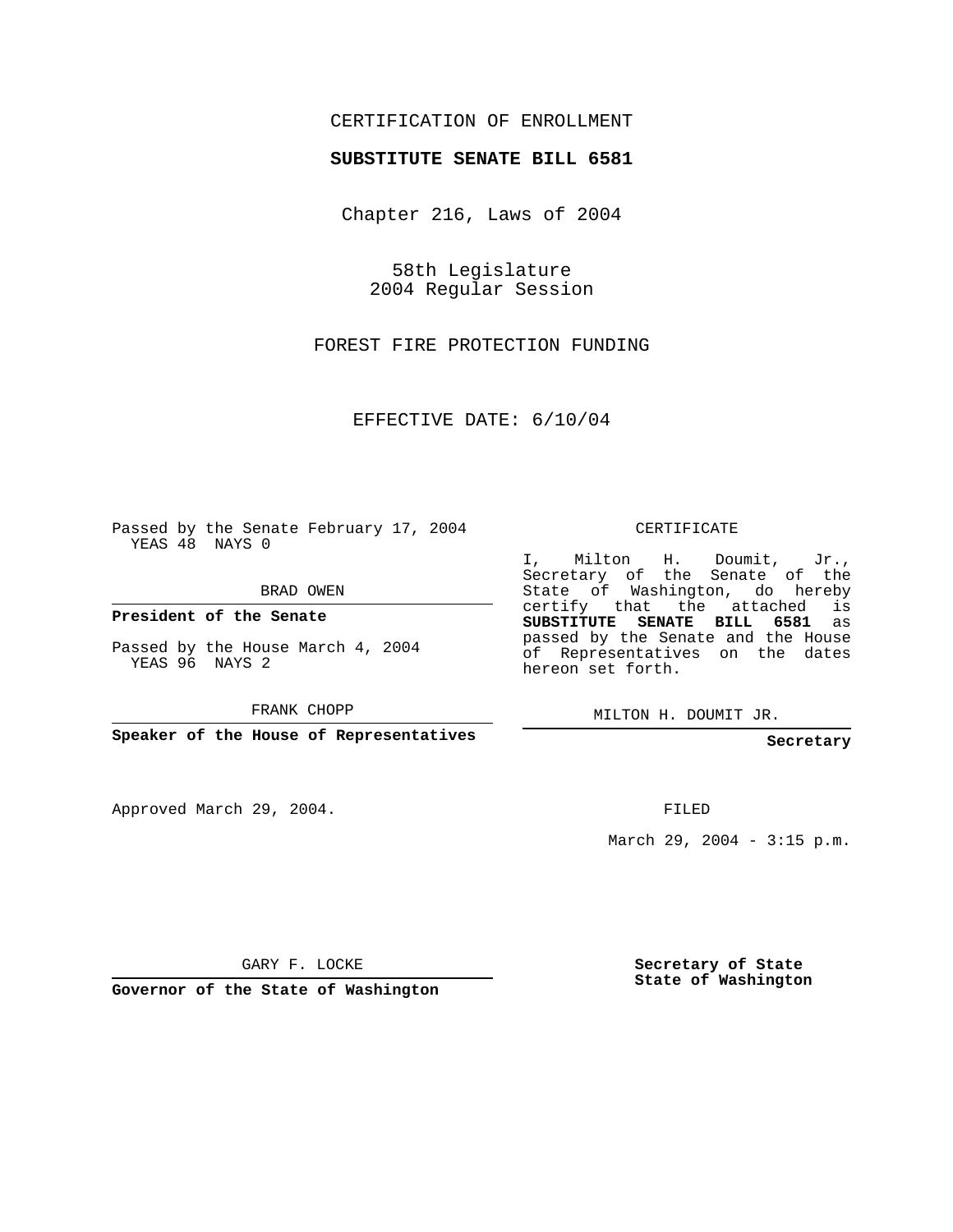CERTIFICATION OF ENROLLMENT

**SUBSTITUTE SENATE BILL 6581**

Chapter 216, Laws of 2004

58th Legislature
2004 Regular Session

FOREST FIRE PROTECTION FUNDING

EFFECTIVE DATE: 6/10/04

Passed by the Senate February 17, 2004
YEAS 48 NAYS 0

BRAD OWEN

**President of the Senate**

Passed by the House March 4, 2004
YEAS 96 NAYS 2

FRANK CHOPP

**Speaker of the House of Representatives**

Approved March 29, 2004.

GARY F. LOCKE

**Governor of the State of Washington**

CERTIFICATE

I, Milton H. Doumit, Jr., Secretary of the Senate of the State of Washington, do hereby certify that the attached is **SUBSTITUTE SENATE BILL 6581** as passed by the Senate and the House of Representatives on the dates hereon set forth.

MILTON H. DOUMIT JR.

**Secretary**

FILED

March 29, 2004 - 3:15 p.m.

**Secretary of State**
**State of Washington**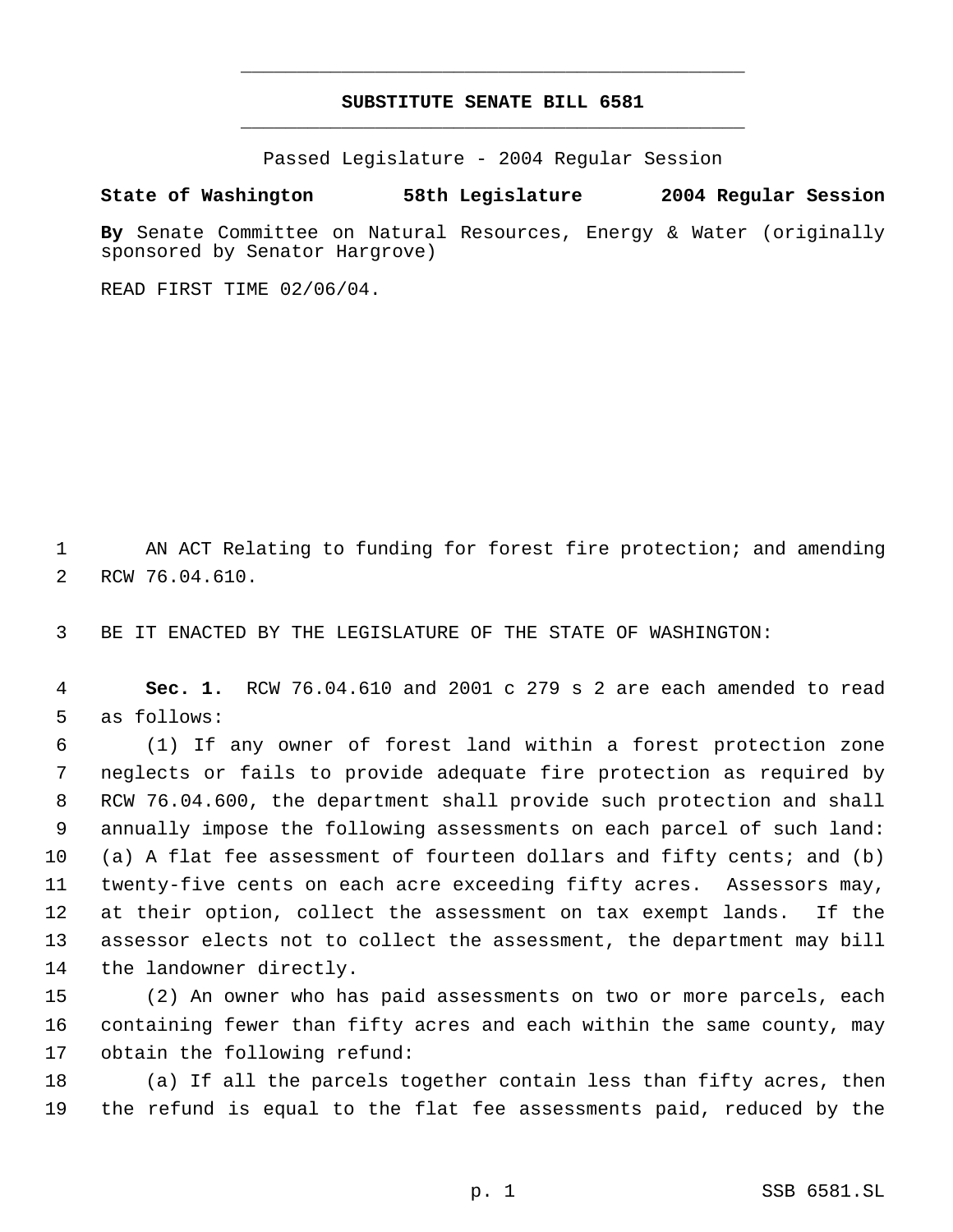# SUBSTITUTE SENATE BILL 6581

Passed Legislature - 2004 Regular Session

**State of Washington 58th Legislature 2004 Regular Session**

**By** Senate Committee on Natural Resources, Energy & Water (originally sponsored by Senator Hargrove)

READ FIRST TIME 02/06/04.

1 AN ACT Relating to funding for forest fire protection; and amending
2 RCW 76.04.610.

3 BE IT ENACTED BY THE LEGISLATURE OF THE STATE OF WASHINGTON:

4 **Sec. 1.** RCW 76.04.610 and 2001 c 279 s 2 are each amended to read
5 as follows:

6 (1) If any owner of forest land within a forest protection zone
7 neglects or fails to provide adequate fire protection as required by
8 RCW 76.04.600, the department shall provide such protection and shall
9 annually impose the following assessments on each parcel of such land:
10 (a) A flat fee assessment of fourteen dollars and fifty cents; and (b)
11 twenty-five cents on each acre exceeding fifty acres. Assessors may,
12 at their option, collect the assessment on tax exempt lands. If the
13 assessor elects not to collect the assessment, the department may bill
14 the landowner directly.

15 (2) An owner who has paid assessments on two or more parcels, each
16 containing fewer than fifty acres and each within the same county, may
17 obtain the following refund:

18 (a) If all the parcels together contain less than fifty acres, then
19 the refund is equal to the flat fee assessments paid, reduced by the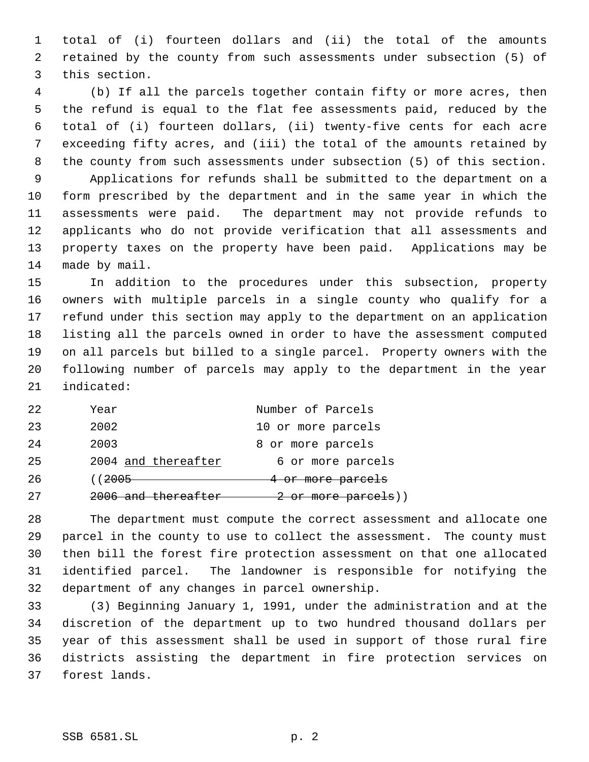total of (i) fourteen dollars and (ii) the total of the amounts retained by the county from such assessments under subsection (5) of this section.

(b) If all the parcels together contain fifty or more acres, then the refund is equal to the flat fee assessments paid, reduced by the total of (i) fourteen dollars, (ii) twenty-five cents for each acre exceeding fifty acres, and (iii) the total of the amounts retained by the county from such assessments under subsection (5) of this section.

Applications for refunds shall be submitted to the department on a form prescribed by the department and in the same year in which the assessments were paid. The department may not provide refunds to applicants who do not provide verification that all assessments and property taxes on the property have been paid. Applications may be made by mail.

In addition to the procedures under this subsection, property owners with multiple parcels in a single county who qualify for a refund under this section may apply to the department on an application listing all the parcels owned in order to have the assessment computed on all parcels but billed to a single parcel. Property owners with the following number of parcels may apply to the department in the year indicated:

| Year | Number of Parcels |
|---|---|
| 2002 | 10 or more parcels |
| 2003 | 8 or more parcels |
| 2004 <u>and thereafter</u> | 6 or more parcels |
| ((~~2005~~ | ~~4 or more parcels~~ |
| ~~2006 and thereafter~~ | ~~2 or more parcels~~)) |

The department must compute the correct assessment and allocate one parcel in the county to use to collect the assessment. The county must then bill the forest fire protection assessment on that one allocated identified parcel. The landowner is responsible for notifying the department of any changes in parcel ownership.

(3) Beginning January 1, 1991, under the administration and at the discretion of the department up to two hundred thousand dollars per year of this assessment shall be used in support of those rural fire districts assisting the department in fire protection services on forest lands.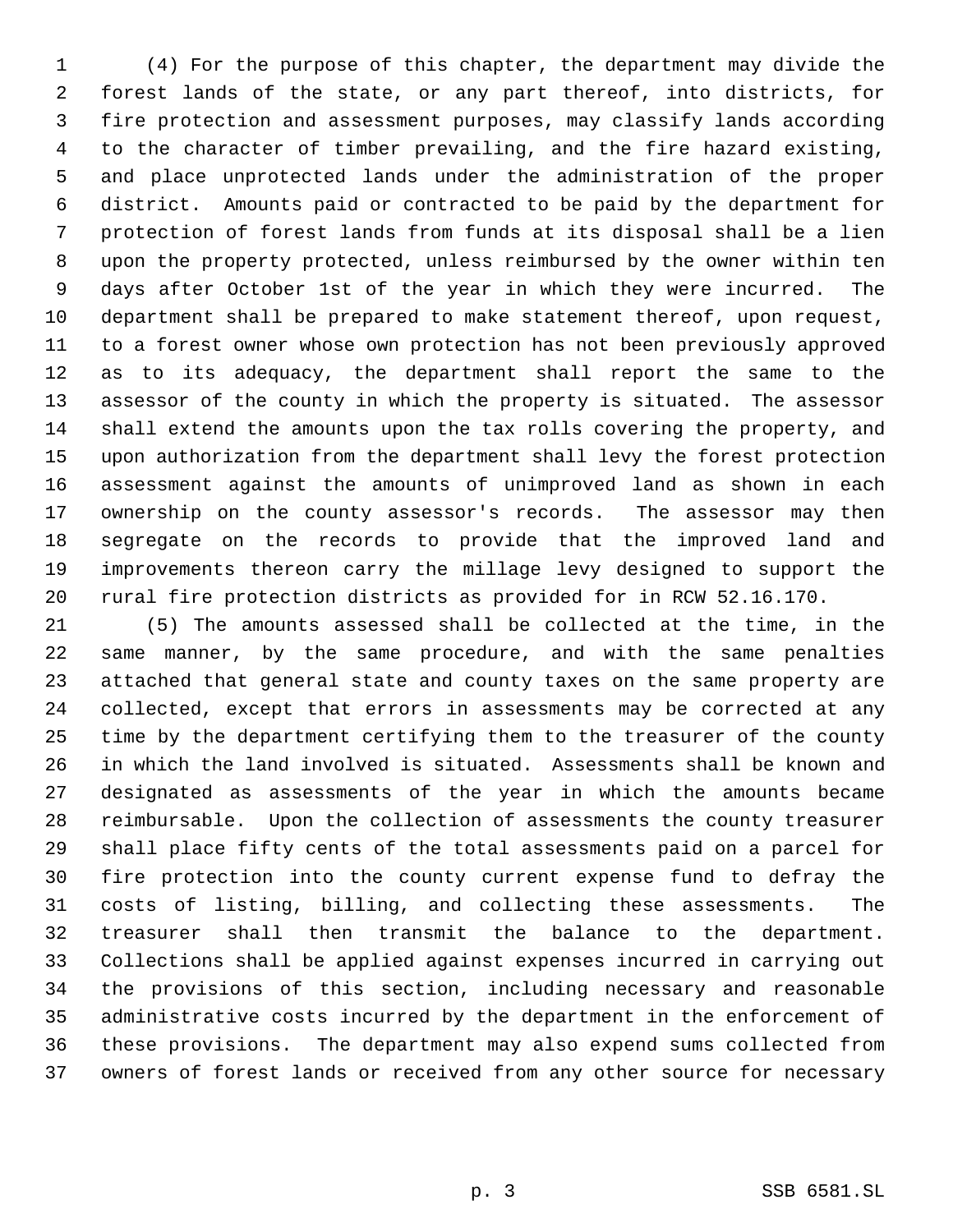(4) For the purpose of this chapter, the department may divide the forest lands of the state, or any part thereof, into districts, for fire protection and assessment purposes, may classify lands according to the character of timber prevailing, and the fire hazard existing, and place unprotected lands under the administration of the proper district. Amounts paid or contracted to be paid by the department for protection of forest lands from funds at its disposal shall be a lien upon the property protected, unless reimbursed by the owner within ten days after October 1st of the year in which they were incurred. The department shall be prepared to make statement thereof, upon request, to a forest owner whose own protection has not been previously approved as to its adequacy, the department shall report the same to the assessor of the county in which the property is situated. The assessor shall extend the amounts upon the tax rolls covering the property, and upon authorization from the department shall levy the forest protection assessment against the amounts of unimproved land as shown in each ownership on the county assessor's records. The assessor may then segregate on the records to provide that the improved land and improvements thereon carry the millage levy designed to support the rural fire protection districts as provided for in RCW 52.16.170.

(5) The amounts assessed shall be collected at the time, in the same manner, by the same procedure, and with the same penalties attached that general state and county taxes on the same property are collected, except that errors in assessments may be corrected at any time by the department certifying them to the treasurer of the county in which the land involved is situated. Assessments shall be known and designated as assessments of the year in which the amounts became reimbursable. Upon the collection of assessments the county treasurer shall place fifty cents of the total assessments paid on a parcel for fire protection into the county current expense fund to defray the costs of listing, billing, and collecting these assessments. The treasurer shall then transmit the balance to the department. Collections shall be applied against expenses incurred in carrying out the provisions of this section, including necessary and reasonable administrative costs incurred by the department in the enforcement of these provisions. The department may also expend sums collected from owners of forest lands or received from any other source for necessary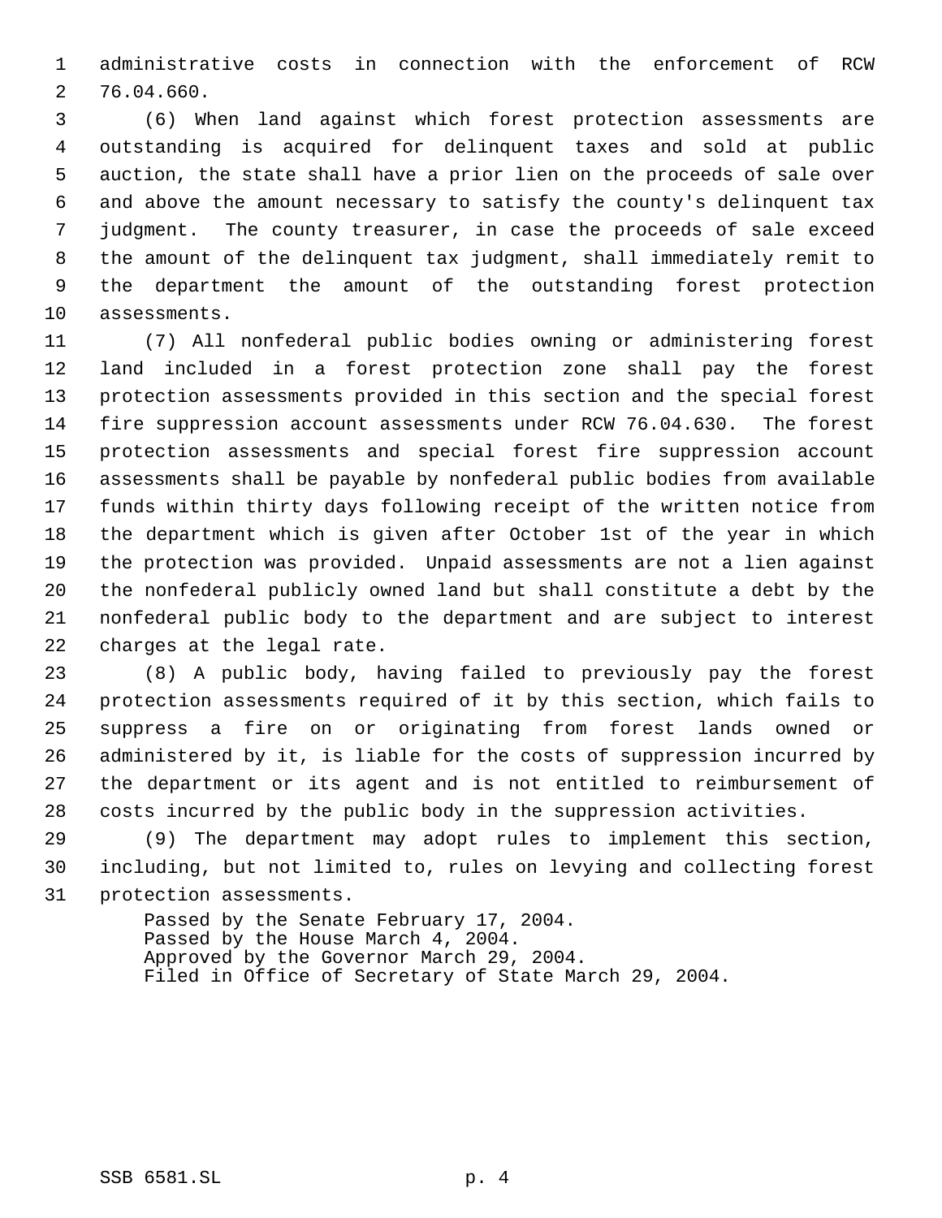administrative costs in connection with the enforcement of RCW 76.04.660.

(6) When land against which forest protection assessments are outstanding is acquired for delinquent taxes and sold at public auction, the state shall have a prior lien on the proceeds of sale over and above the amount necessary to satisfy the county's delinquent tax judgment. The county treasurer, in case the proceeds of sale exceed the amount of the delinquent tax judgment, shall immediately remit to the department the amount of the outstanding forest protection assessments.

(7) All nonfederal public bodies owning or administering forest land included in a forest protection zone shall pay the forest protection assessments provided in this section and the special forest fire suppression account assessments under RCW 76.04.630. The forest protection assessments and special forest fire suppression account assessments shall be payable by nonfederal public bodies from available funds within thirty days following receipt of the written notice from the department which is given after October 1st of the year in which the protection was provided. Unpaid assessments are not a lien against the nonfederal publicly owned land but shall constitute a debt by the nonfederal public body to the department and are subject to interest charges at the legal rate.

(8) A public body, having failed to previously pay the forest protection assessments required of it by this section, which fails to suppress a fire on or originating from forest lands owned or administered by it, is liable for the costs of suppression incurred by the department or its agent and is not entitled to reimbursement of costs incurred by the public body in the suppression activities.

(9) The department may adopt rules to implement this section, including, but not limited to, rules on levying and collecting forest protection assessments.

Passed by the Senate February 17, 2004.
Passed by the House March 4, 2004.
Approved by the Governor March 29, 2004.
Filed in Office of Secretary of State March 29, 2004.